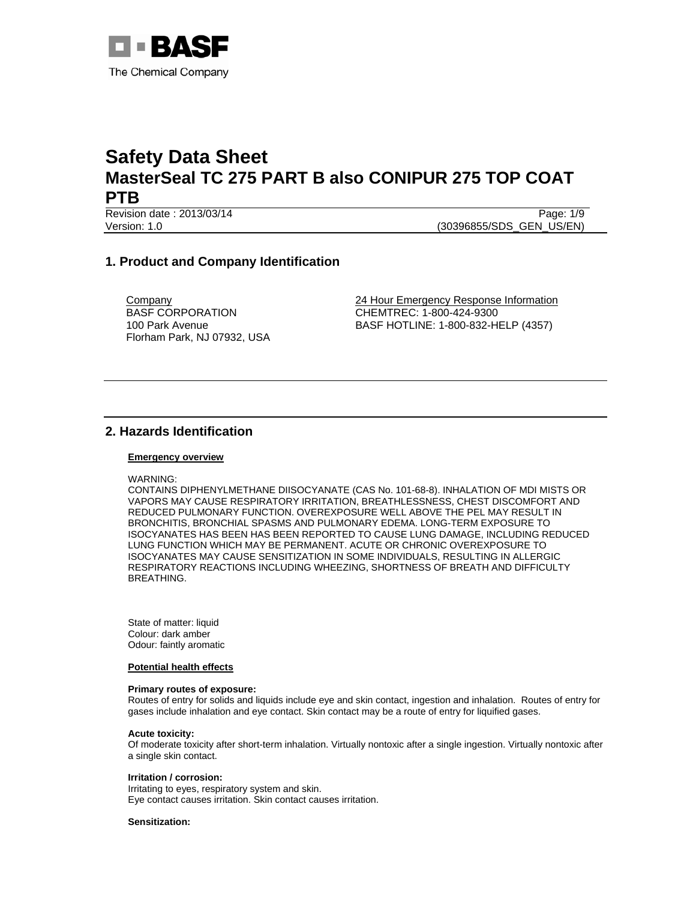BASF

The Chemical Company

# Safety Data Sheet
# MasterSeal TC 275 PART B also CONIPUR 275 TOP COAT PTB

Revision date : 2013/03/14
Version: 1.0
(30396855/SDS_GEN_US/EN)

## 1. Product and Company Identification

Company
BASF CORPORATION
100 Park Avenue
Florham Park, NJ 07932, USA

24 Hour Emergency Response Information
CHEMTREC: 1-800-424-9300
BASF HOTLINE: 1-800-832-HELP (4357)

## 2. Hazards Identification

**Emergency overview**

WARNING:
CONTAINS DIPHENYLMETHANE DIISOCYANATE (CAS No. 101-68-8). INHALATION OF MDI MISTS OR VAPORS MAY CAUSE RESPIRATORY IRRITATION, BREATHLESSNESS, CHEST DISCOMFORT AND REDUCED PULMONARY FUNCTION. OVEREXPOSURE WELL ABOVE THE PEL MAY RESULT IN BRONCHITIS, BRONCHIAL SPASMS AND PULMONARY EDEMA. LONG-TERM EXPOSURE TO ISOCYANATES HAS BEEN HAS BEEN REPORTED TO CAUSE LUNG DAMAGE, INCLUDING REDUCED LUNG FUNCTION WHICH MAY BE PERMANENT. ACUTE OR CHRONIC OVEREXPOSURE TO ISOCYANATES MAY CAUSE SENSITIZATION IN SOME INDIVIDUALS, RESULTING IN ALLERGIC RESPIRATORY REACTIONS INCLUDING WHEEZING, SHORTNESS OF BREATH AND DIFFICULTY BREATHING.

State of matter: liquid
Colour: dark amber
Odour: faintly aromatic

**Potential health effects**

**Primary routes of exposure:**
Routes of entry for solids and liquids include eye and skin contact, ingestion and inhalation. Routes of entry for gases include inhalation and eye contact. Skin contact may be a route of entry for liquified gases.

**Acute toxicity:**
Of moderate toxicity after short-term inhalation. Virtually nontoxic after a single ingestion. Virtually nontoxic after a single skin contact.

**Irritation / corrosion:**
Irritating to eyes, respiratory system and skin.
Eye contact causes irritation. Skin contact causes irritation.

**Sensitization:**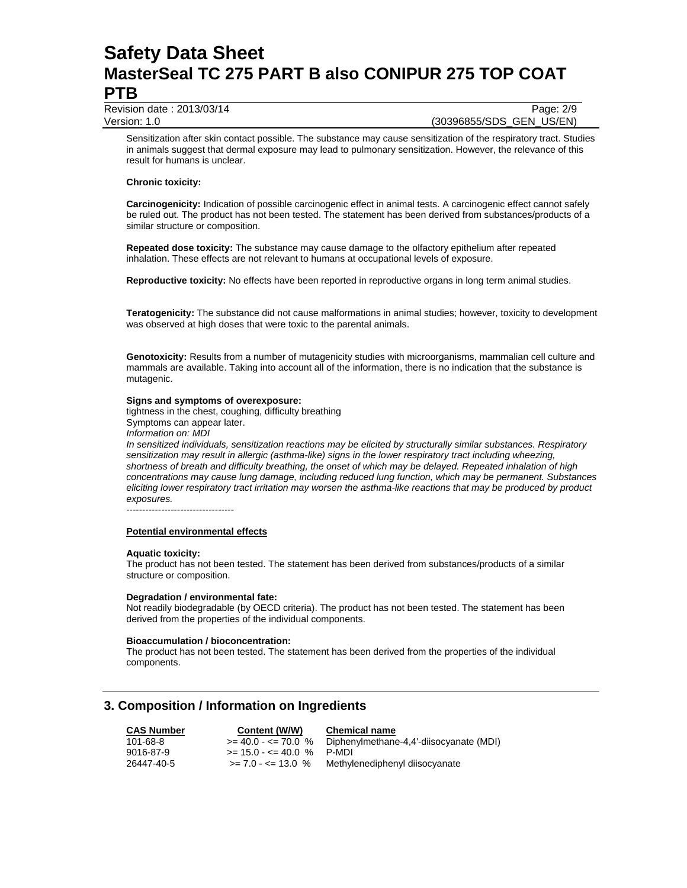Sensitization after skin contact possible. The substance may cause sensitization of the respiratory tract. Studies in animals suggest that dermal exposure may lead to pulmonary sensitization. However, the relevance of this result for humans is unclear.

**Chronic toxicity:**

**Carcinogenicity:** Indication of possible carcinogenic effect in animal tests. A carcinogenic effect cannot safely be ruled out. The product has not been tested. The statement has been derived from substances/products of a similar structure or composition.

**Repeated dose toxicity:** The substance may cause damage to the olfactory epithelium after repeated inhalation. These effects are not relevant to humans at occupational levels of exposure.

**Reproductive toxicity:** No effects have been reported in reproductive organs in long term animal studies.

**Teratogenicity:** The substance did not cause malformations in animal studies; however, toxicity to development was observed at high doses that were toxic to the parental animals.

**Genotoxicity:** Results from a number of mutagenicity studies with microorganisms, mammalian cell culture and mammals are available. Taking into account all of the information, there is no indication that the substance is mutagenic.

**Signs and symptoms of overexposure:**
tightness in the chest, coughing, difficulty breathing
Symptoms can appear later.
*Information on: MDI*
*In sensitized individuals, sensitization reactions may be elicited by structurally similar substances. Respiratory sensitization may result in allergic (asthma-like) signs in the lower respiratory tract including wheezing, shortness of breath and difficulty breathing, the onset of which may be delayed. Repeated inhalation of high concentrations may cause lung damage, including reduced lung function, which may be permanent. Substances eliciting lower respiratory tract irritation may worsen the asthma-like reactions that may be produced by product exposures.*
----------------------------------

**Potential environmental effects**

**Aquatic toxicity:**
The product has not been tested. The statement has been derived from substances/products of a similar structure or composition.

**Degradation / environmental fate:**
Not readily biodegradable (by OECD criteria). The product has not been tested. The statement has been derived from the properties of the individual components.

**Bioaccumulation / bioconcentration:**
The product has not been tested. The statement has been derived from the properties of the individual components.

## 3. Composition / Information on Ingredients

| CAS Number | Content (W/W) | Chemical name |
|---|---|---|
| 101-68-8 | >= 40.0 - <= 70.0 % | Diphenylmethane-4,4'-diisocyanate (MDI) |
| 9016-87-9 | >= 15.0 - <= 40.0 % | P-MDI |
| 26447-40-5 | >= 7.0 - <= 13.0 % | Methylenediphenyl diisocyanate |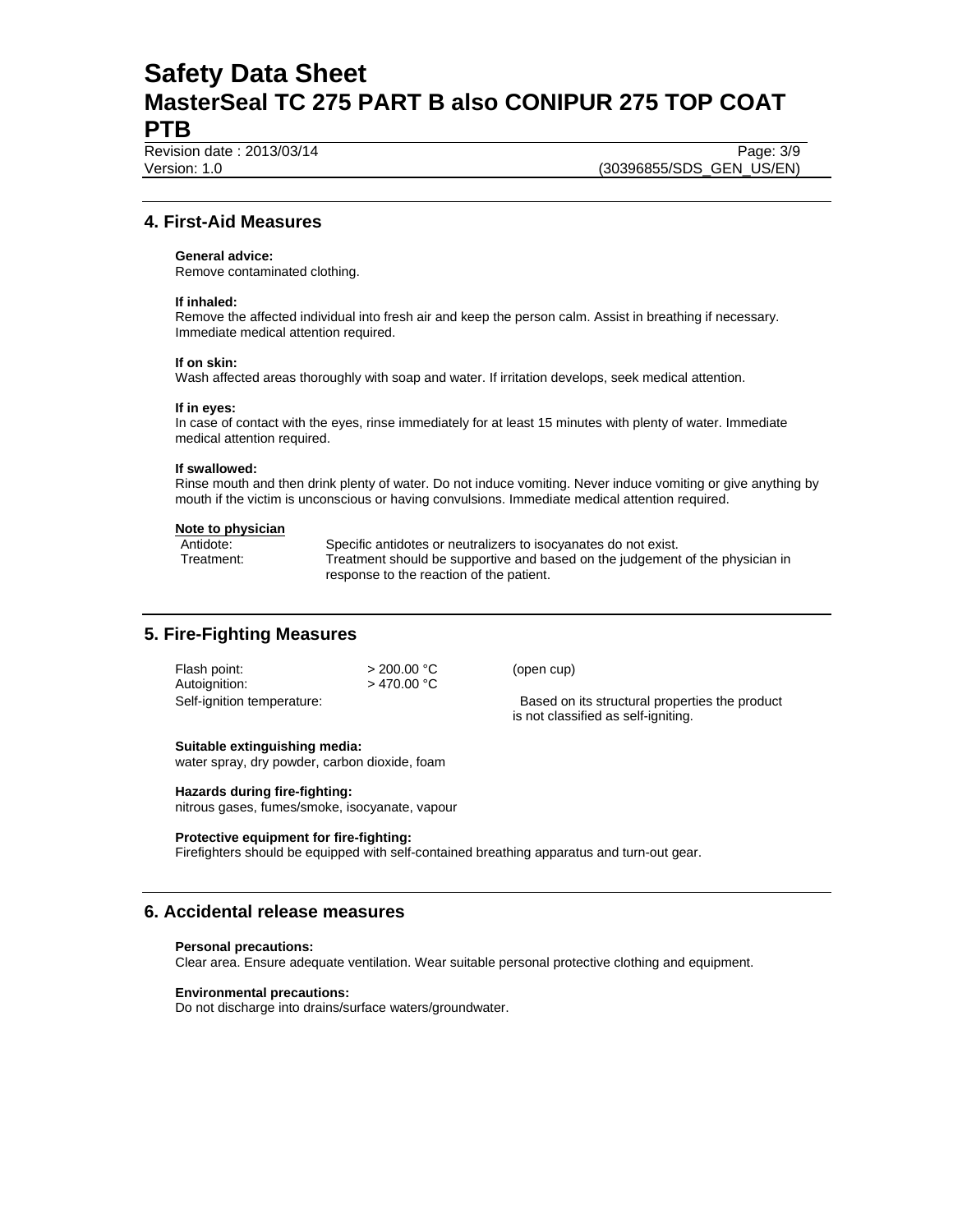## 4. First-Aid Measures

**General advice:**
Remove contaminated clothing.

**If inhaled:**
Remove the affected individual into fresh air and keep the person calm. Assist in breathing if necessary. Immediate medical attention required.

**If on skin:**
Wash affected areas thoroughly with soap and water. If irritation develops, seek medical attention.

**If in eyes:**
In case of contact with the eyes, rinse immediately for at least 15 minutes with plenty of water. Immediate medical attention required.

**If swallowed:**
Rinse mouth and then drink plenty of water. Do not induce vomiting. Never induce vomiting or give anything by mouth if the victim is unconscious or having convulsions. Immediate medical attention required.

**Note to physician**

Antidote: Specific antidotes or neutralizers to isocyanates do not exist.

Treatment: Treatment should be supportive and based on the judgement of the physician in response to the reaction of the patient.

## 5. Fire-Fighting Measures

| | | |
|---|---|---|
| Flash point: | > 200.00 °C | (open cup) |
| Autoignition: | > 470.00 °C | |
| Self-ignition temperature: | | Based on its structural properties the product is not classified as self-igniting. |

**Suitable extinguishing media:**
water spray, dry powder, carbon dioxide, foam

**Hazards during fire-fighting:**
nitrous gases, fumes/smoke, isocyanate, vapour

**Protective equipment for fire-fighting:**
Firefighters should be equipped with self-contained breathing apparatus and turn-out gear.

## 6. Accidental release measures

**Personal precautions:**
Clear area. Ensure adequate ventilation. Wear suitable personal protective clothing and equipment.

**Environmental precautions:**
Do not discharge into drains/surface waters/groundwater.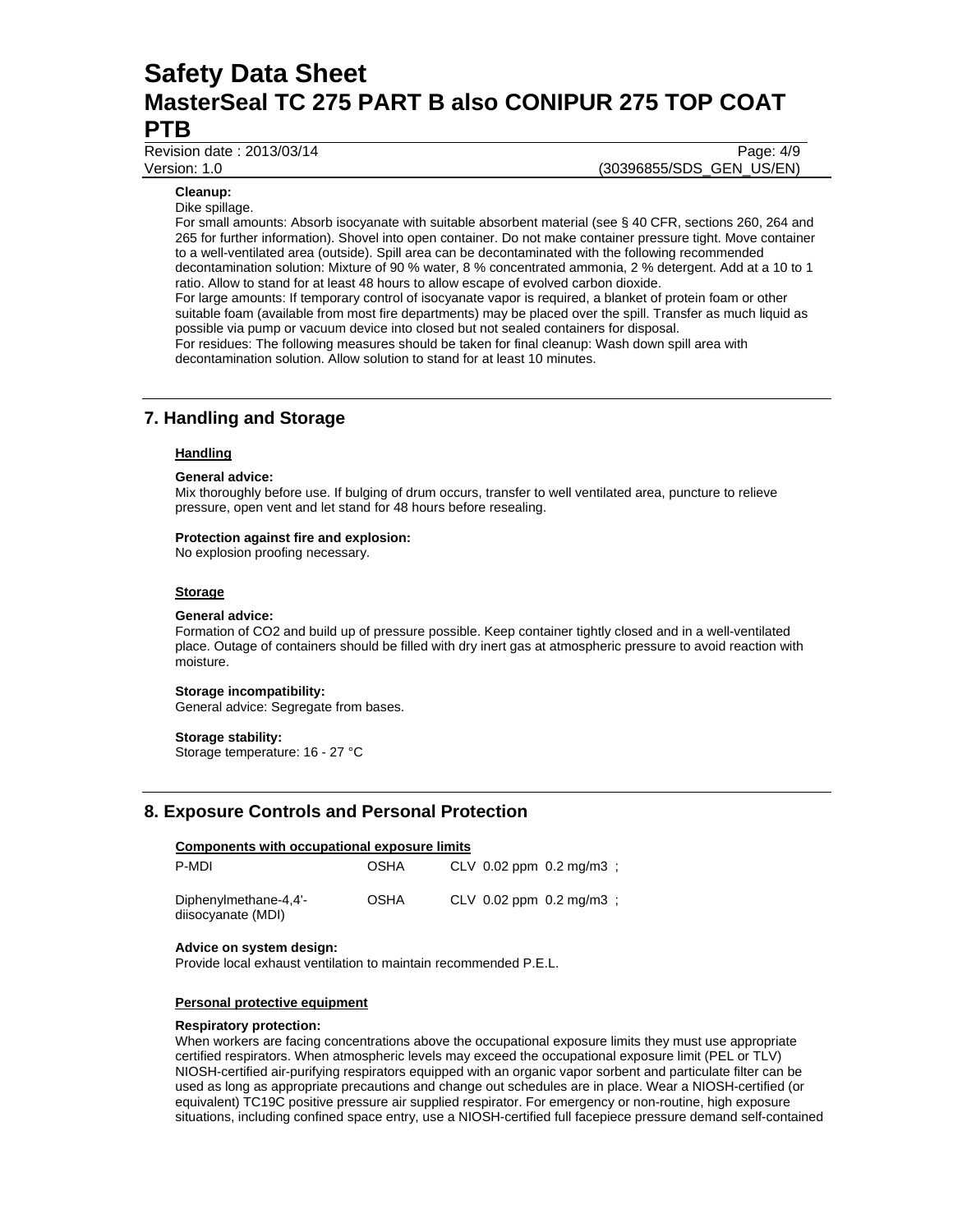**Cleanup:**

Dike spillage.

For small amounts: Absorb isocyanate with suitable absorbent material (see § 40 CFR, sections 260, 264 and 265 for further information). Shovel into open container. Do not make container pressure tight. Move container to a well-ventilated area (outside). Spill area can be decontaminated with the following recommended decontamination solution: Mixture of 90 % water, 8 % concentrated ammonia, 2 % detergent. Add at a 10 to 1 ratio. Allow to stand for at least 48 hours to allow escape of evolved carbon dioxide.

For large amounts: If temporary control of isocyanate vapor is required, a blanket of protein foam or other suitable foam (available from most fire departments) may be placed over the spill. Transfer as much liquid as possible via pump or vacuum device into closed but not sealed containers for disposal.

For residues: The following measures should be taken for final cleanup: Wash down spill area with decontamination solution. Allow solution to stand for at least 10 minutes.

## 7. Handling and Storage

### Handling

**General advice:**

Mix thoroughly before use. If bulging of drum occurs, transfer to well ventilated area, puncture to relieve pressure, open vent and let stand for 48 hours before resealing.

**Protection against fire and explosion:**

No explosion proofing necessary.

### Storage

**General advice:**

Formation of $CO_2$ and build up of pressure possible. Keep container tightly closed and in a well-ventilated place. Outage of containers should be filled with dry inert gas at atmospheric pressure to avoid reaction with moisture.

**Storage incompatibility:**

General advice: Segregate from bases.

**Storage stability:**

Storage temperature: 16 - 27 °C

## 8. Exposure Controls and Personal Protection

### Components with occupational exposure limits

| | | |
|---|---|---|
| P-MDI | OSHA | CLV 0.02 ppm 0.2 mg/m3 ; |
| Diphenylmethane-4,4'-diisocyanate (MDI) | OSHA | CLV 0.02 ppm 0.2 mg/m3 ; |

**Advice on system design:**

Provide local exhaust ventilation to maintain recommended P.E.L.

### Personal protective equipment

**Respiratory protection:**

When workers are facing concentrations above the occupational exposure limits they must use appropriate certified respirators. When atmospheric levels may exceed the occupational exposure limit (PEL or TLV) NIOSH-certified air-purifying respirators equipped with an organic vapor sorbent and particulate filter can be used as long as appropriate precautions and change out schedules are in place. Wear a NIOSH-certified (or equivalent) TC19C positive pressure air supplied respirator. For emergency or non-routine, high exposure situations, including confined space entry, use a NIOSH-certified full facepiece pressure demand self-contained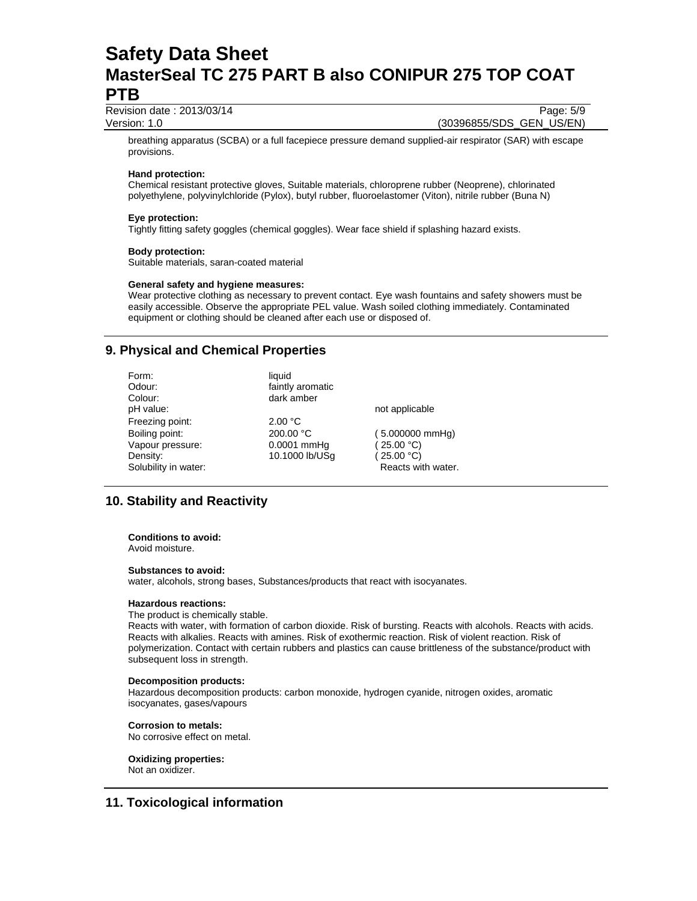breathing apparatus (SCBA) or a full facepiece pressure demand supplied-air respirator (SAR) with escape provisions.

**Hand protection:**
Chemical resistant protective gloves, Suitable materials, chloroprene rubber (Neoprene), chlorinated polyethylene, polyvinylchloride (Pylox), butyl rubber, fluoroelastomer (Viton), nitrile rubber (Buna N)

**Eye protection:**
Tightly fitting safety goggles (chemical goggles). Wear face shield if splashing hazard exists.

**Body protection:**
Suitable materials, saran-coated material

**General safety and hygiene measures:**
Wear protective clothing as necessary to prevent contact. Eye wash fountains and safety showers must be easily accessible. Observe the appropriate PEL value. Wash soiled clothing immediately. Contaminated equipment or clothing should be cleaned after each use or disposed of.

## 9. Physical and Chemical Properties

| | | |
|---|---|---|
| Form: | liquid | |
| Odour: | faintly aromatic | |
| Colour: | dark amber | |
| pH value: | | not applicable |
| Freezing point: | 2.00 °C | |
| Boiling point: | 200.00 °C | ( 5.000000 mmHg) |
| Vapour pressure: | 0.0001 mmHg | ( 25.00 °C) |
| Density: | 10.1000 lb/USg | ( 25.00 °C) |
| Solubility in water: | | Reacts with water. |

## 10. Stability and Reactivity

**Conditions to avoid:**
Avoid moisture.

**Substances to avoid:**
water, alcohols, strong bases, Substances/products that react with isocyanates.

**Hazardous reactions:**
The product is chemically stable.
Reacts with water, with formation of carbon dioxide. Risk of bursting. Reacts with alcohols. Reacts with acids. Reacts with alkalies. Reacts with amines. Risk of exothermic reaction. Risk of violent reaction. Risk of polymerization. Contact with certain rubbers and plastics can cause brittleness of the substance/product with subsequent loss in strength.

**Decomposition products:**
Hazardous decomposition products: carbon monoxide, hydrogen cyanide, nitrogen oxides, aromatic isocyanates, gases/vapours

**Corrosion to metals:**
No corrosive effect on metal.

**Oxidizing properties:**
Not an oxidizer.

## 11. Toxicological information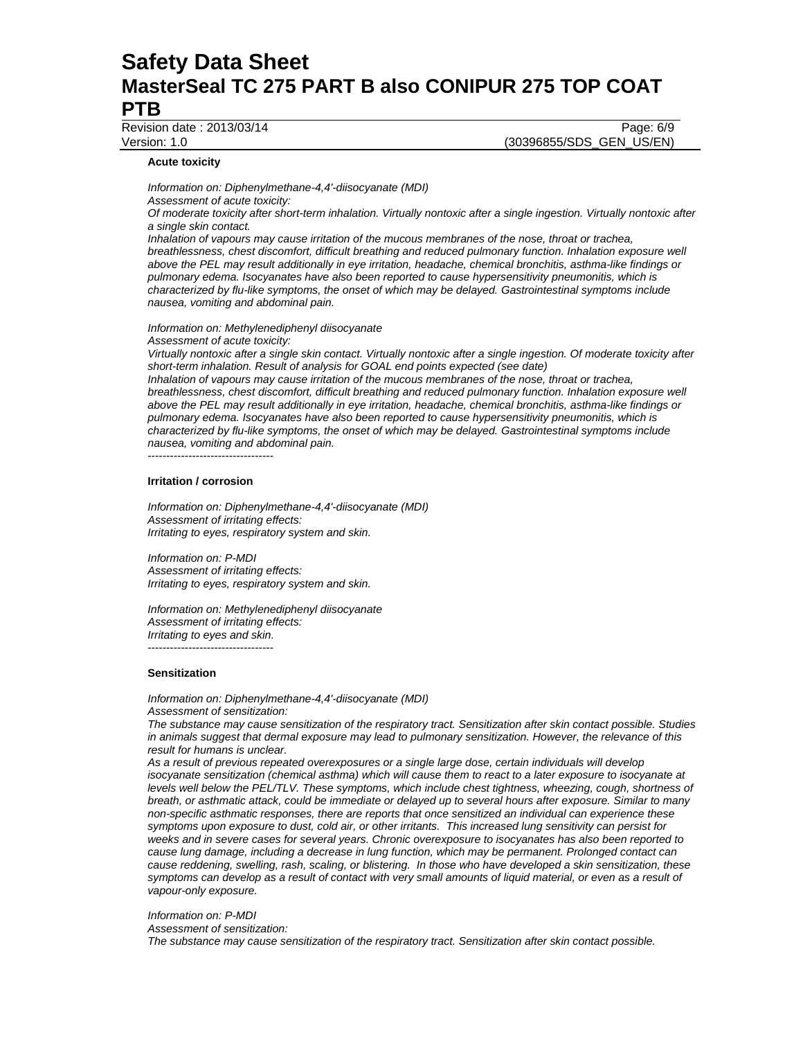**Acute toxicity**

*Information on: Diphenylmethane-4,4'-diisocyanate (MDI)*
*Assessment of acute toxicity:*
*Of moderate toxicity after short-term inhalation. Virtually nontoxic after a single ingestion. Virtually nontoxic after a single skin contact.*
*Inhalation of vapours may cause irritation of the mucous membranes of the nose, throat or trachea, breathlessness, chest discomfort, difficult breathing and reduced pulmonary function. Inhalation exposure well above the PEL may result additionally in eye irritation, headache, chemical bronchitis, asthma-like findings or pulmonary edema. Isocyanates have also been reported to cause hypersensitivity pneumonitis, which is characterized by flu-like symptoms, the onset of which may be delayed. Gastrointestinal symptoms include nausea, vomiting and abdominal pain.*

*Information on: Methylenediphenyl diisocyanate*
*Assessment of acute toxicity:*
*Virtually nontoxic after a single skin contact. Virtually nontoxic after a single ingestion. Of moderate toxicity after short-term inhalation. Result of analysis for GOAL end points expected (see date)*
*Inhalation of vapours may cause irritation of the mucous membranes of the nose, throat or trachea, breathlessness, chest discomfort, difficult breathing and reduced pulmonary function. Inhalation exposure well above the PEL may result additionally in eye irritation, headache, chemical bronchitis, asthma-like findings or pulmonary edema. Isocyanates have also been reported to cause hypersensitivity pneumonitis, which is characterized by flu-like symptoms, the onset of which may be delayed. Gastrointestinal symptoms include nausea, vomiting and abdominal pain.*
----------------------------------

**Irritation / corrosion**

*Information on: Diphenylmethane-4,4'-diisocyanate (MDI)*
*Assessment of irritating effects:*
*Irritating to eyes, respiratory system and skin.*

*Information on: P-MDI*
*Assessment of irritating effects:*
*Irritating to eyes, respiratory system and skin.*

*Information on: Methylenediphenyl diisocyanate*
*Assessment of irritating effects:*
*Irritating to eyes and skin.*
----------------------------------

**Sensitization**

*Information on: Diphenylmethane-4,4'-diisocyanate (MDI)*
*Assessment of sensitization:*
*The substance may cause sensitization of the respiratory tract. Sensitization after skin contact possible. Studies in animals suggest that dermal exposure may lead to pulmonary sensitization. However, the relevance of this result for humans is unclear.*
*As a result of previous repeated overexposures or a single large dose, certain individuals will develop isocyanate sensitization (chemical asthma) which will cause them to react to a later exposure to isocyanate at levels well below the PEL/TLV. These symptoms, which include chest tightness, wheezing, cough, shortness of breath, or asthmatic attack, could be immediate or delayed up to several hours after exposure. Similar to many non-specific asthmatic responses, there are reports that once sensitized an individual can experience these symptoms upon exposure to dust, cold air, or other irritants. This increased lung sensitivity can persist for weeks and in severe cases for several years. Chronic overexposure to isocyanates has also been reported to cause lung damage, including a decrease in lung function, which may be permanent. Prolonged contact can cause reddening, swelling, rash, scaling, or blistering. In those who have developed a skin sensitization, these symptoms can develop as a result of contact with very small amounts of liquid material, or even as a result of vapour-only exposure.*

*Information on: P-MDI*
*Assessment of sensitization:*
*The substance may cause sensitization of the respiratory tract. Sensitization after skin contact possible.*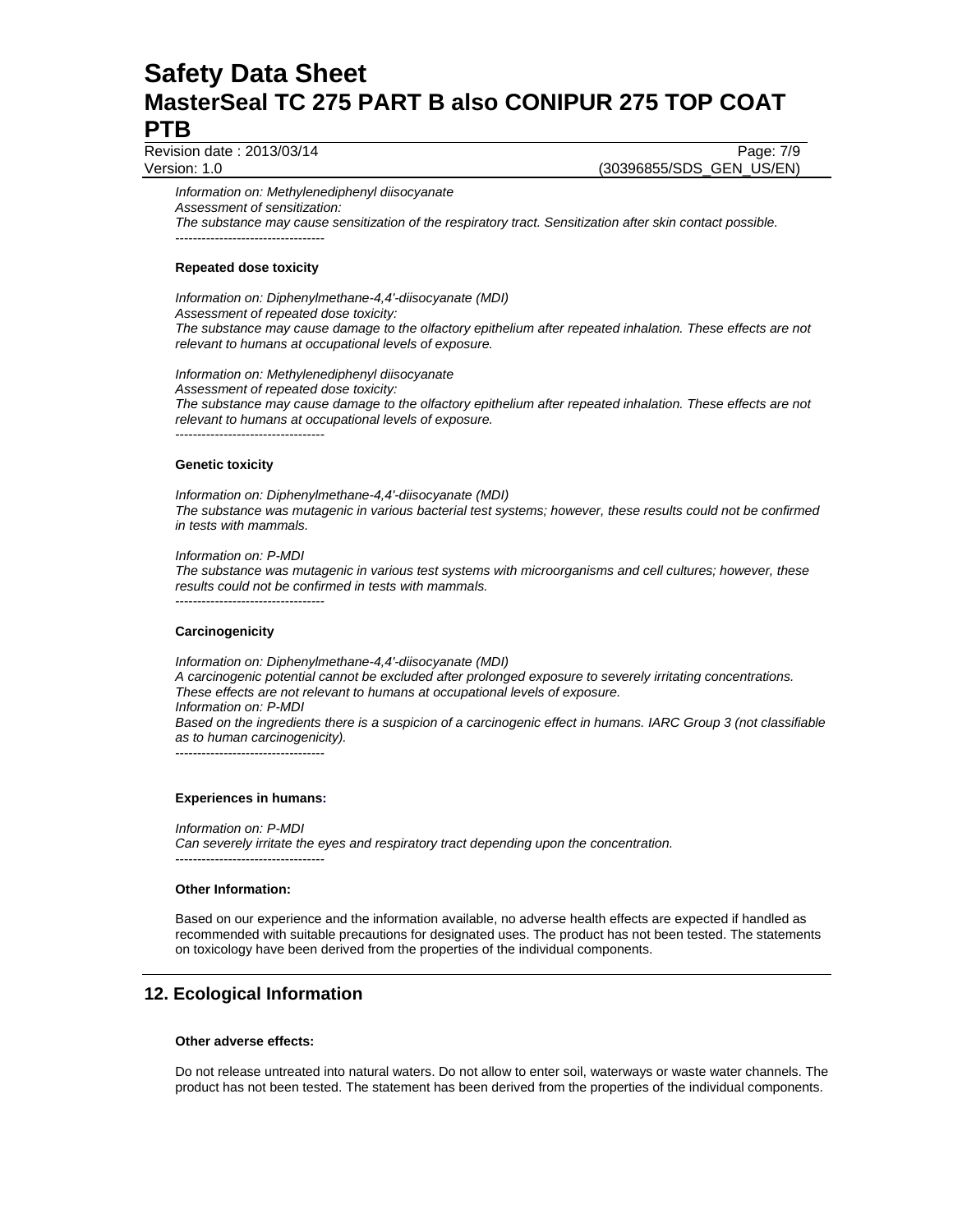*Information on: Methylenediphenyl diisocyanate*
*Assessment of sensitization:*
*The substance may cause sensitization of the respiratory tract. Sensitization after skin contact possible.*
----------------------------------

**Repeated dose toxicity**

*Information on: Diphenylmethane-4,4'-diisocyanate (MDI)*
*Assessment of repeated dose toxicity:*
*The substance may cause damage to the olfactory epithelium after repeated inhalation. These effects are not relevant to humans at occupational levels of exposure.*

*Information on: Methylenediphenyl diisocyanate*
*Assessment of repeated dose toxicity:*
*The substance may cause damage to the olfactory epithelium after repeated inhalation. These effects are not relevant to humans at occupational levels of exposure.*
----------------------------------

**Genetic toxicity**

*Information on: Diphenylmethane-4,4'-diisocyanate (MDI)*
*The substance was mutagenic in various bacterial test systems; however, these results could not be confirmed in tests with mammals.*

*Information on: P-MDI*
*The substance was mutagenic in various test systems with microorganisms and cell cultures; however, these results could not be confirmed in tests with mammals.*
----------------------------------

**Carcinogenicity**

*Information on: Diphenylmethane-4,4'-diisocyanate (MDI)*
*A carcinogenic potential cannot be excluded after prolonged exposure to severely irritating concentrations. These effects are not relevant to humans at occupational levels of exposure.*
*Information on: P-MDI*
*Based on the ingredients there is a suspicion of a carcinogenic effect in humans. IARC Group 3 (not classifiable as to human carcinogenicity).*
----------------------------------

**Experiences in humans:**

*Information on: P-MDI*
*Can severely irritate the eyes and respiratory tract depending upon the concentration.*
----------------------------------

**Other Information:**

Based on our experience and the information available, no adverse health effects are expected if handled as recommended with suitable precautions for designated uses. The product has not been tested. The statements on toxicology have been derived from the properties of the individual components.

## 12. Ecological Information

**Other adverse effects:**

Do not release untreated into natural waters. Do not allow to enter soil, waterways or waste water channels. The product has not been tested. The statement has been derived from the properties of the individual components.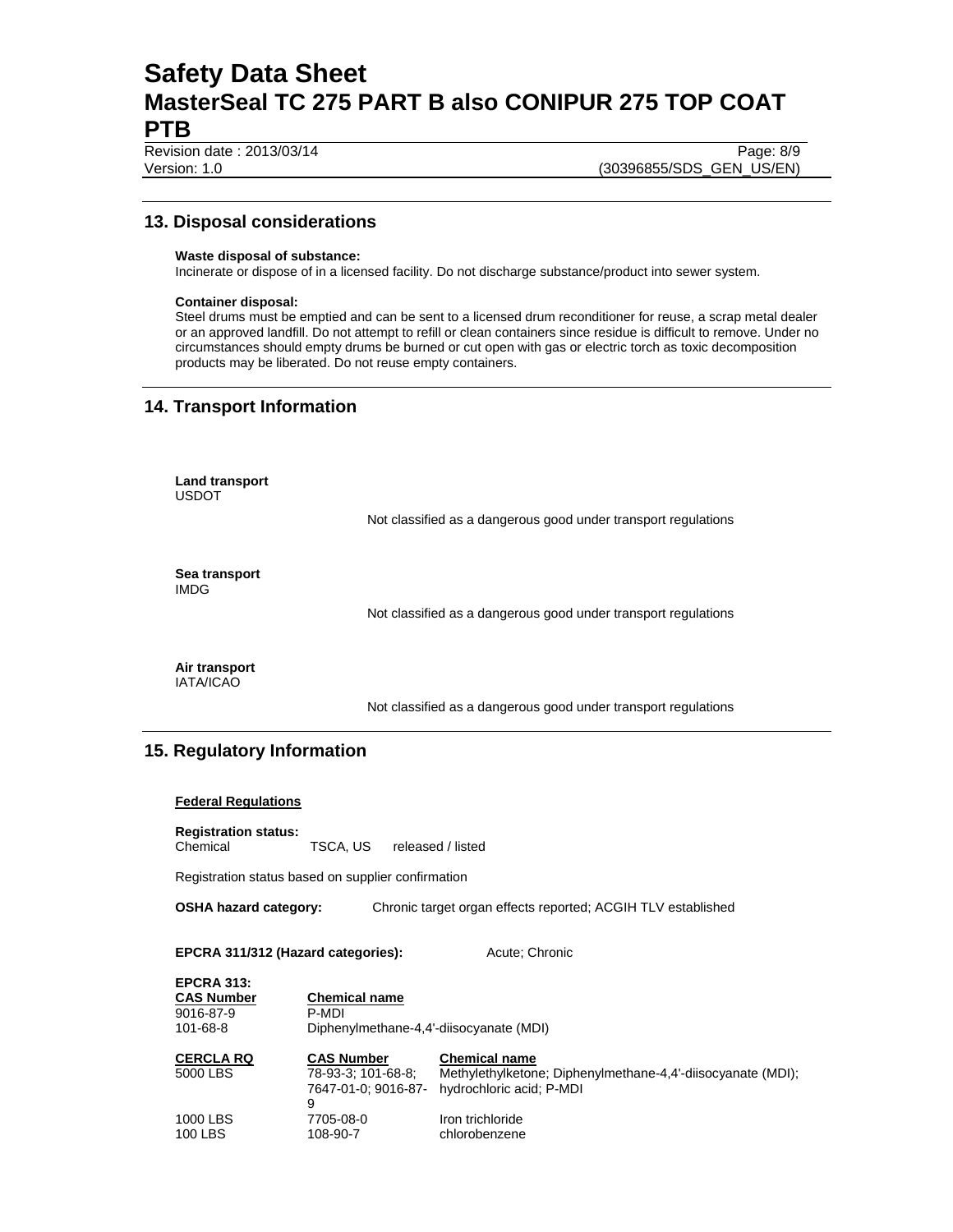## 13. Disposal considerations

**Waste disposal of substance:**
Incinerate or dispose of in a licensed facility. Do not discharge substance/product into sewer system.

**Container disposal:**
Steel drums must be emptied and can be sent to a licensed drum reconditioner for reuse, a scrap metal dealer or an approved landfill. Do not attempt to refill or clean containers since residue is difficult to remove. Under no circumstances should empty drums be burned or cut open with gas or electric torch as toxic decomposition products may be liberated. Do not reuse empty containers.

## 14. Transport Information

**Land transport**
USDOT

Not classified as a dangerous good under transport regulations

**Sea transport**
IMDG

Not classified as a dangerous good under transport regulations

**Air transport**
IATA/ICAO

Not classified as a dangerous good under transport regulations

## 15. Regulatory Information

**Federal Regulations**

**Registration status:**
Chemical    TSCA, US    released / listed

Registration status based on supplier confirmation

**OSHA hazard category:** Chronic target organ effects reported; ACGIH TLV established

**EPCRA 311/312 (Hazard categories):** Acute; Chronic

**EPCRA 313:**

| CAS Number | Chemical name |
|---|---|
| 9016-87-9 | P-MDI |
| 101-68-8 | Diphenylmethane-4,4'-diisocyanate (MDI) |

| CERCLA RQ | CAS Number | Chemical name |
|---|---|---|
| 5000 LBS | 78-93-3; 101-68-8; 7647-01-0; 9016-87-9 | Methylethylketone; Diphenylmethane-4,4'-diisocyanate (MDI); hydrochloric acid; P-MDI |
| 1000 LBS | 7705-08-0 | Iron trichloride |
| 100 LBS | 108-90-7 | chlorobenzene |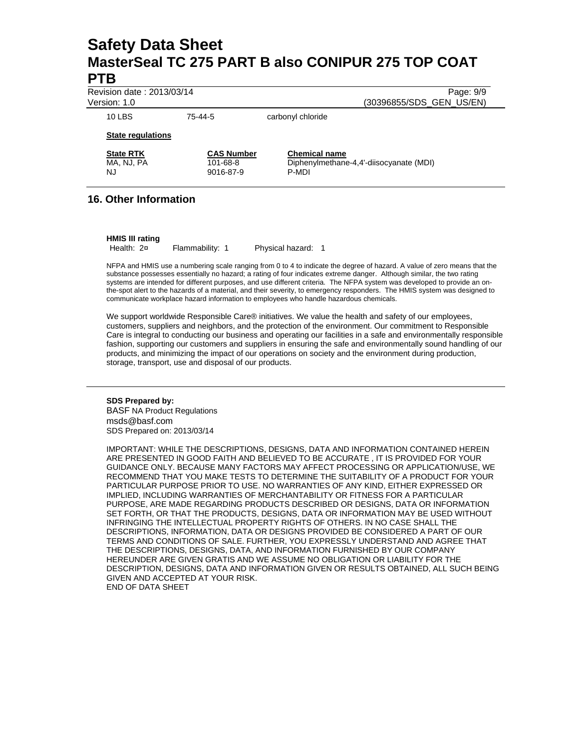| | | |
|---|---|---|
| 10 LBS | 75-44-5 | carbonyl chloride |

**State regulations**

| State RTK | CAS Number | Chemical name |
|---|---|---|
| MA, NJ, PA | 101-68-8 | Diphenylmethane-4,4'-diisocyanate (MDI) |
| NJ | 9016-87-9 | P-MDI |

## 16. Other Information

**HMIS III rating**

Health: 2¤ Flammability: 1 Physical hazard: 1

NFPA and HMIS use a numbering scale ranging from 0 to 4 to indicate the degree of hazard. A value of zero means that the substance possesses essentially no hazard; a rating of four indicates extreme danger. Although similar, the two rating systems are intended for different purposes, and use different criteria. The NFPA system was developed to provide an on-the-spot alert to the hazards of a material, and their severity, to emergency responders. The HMIS system was designed to communicate workplace hazard information to employees who handle hazardous chemicals.

We support worldwide Responsible Care® initiatives. We value the health and safety of our employees, customers, suppliers and neighbors, and the protection of the environment. Our commitment to Responsible Care is integral to conducting our business and operating our facilities in a safe and environmentally responsible fashion, supporting our customers and suppliers in ensuring the safe and environmentally sound handling of our products, and minimizing the impact of our operations on society and the environment during production, storage, transport, use and disposal of our products.

**SDS Prepared by:**
BASF NA Product Regulations
msds@basf.com
SDS Prepared on: 2013/03/14

IMPORTANT: WHILE THE DESCRIPTIONS, DESIGNS, DATA AND INFORMATION CONTAINED HEREIN ARE PRESENTED IN GOOD FAITH AND BELIEVED TO BE ACCURATE , IT IS PROVIDED FOR YOUR GUIDANCE ONLY. BECAUSE MANY FACTORS MAY AFFECT PROCESSING OR APPLICATION/USE, WE RECOMMEND THAT YOU MAKE TESTS TO DETERMINE THE SUITABILITY OF A PRODUCT FOR YOUR PARTICULAR PURPOSE PRIOR TO USE. NO WARRANTIES OF ANY KIND, EITHER EXPRESSED OR IMPLIED, INCLUDING WARRANTIES OF MERCHANTABILITY OR FITNESS FOR A PARTICULAR PURPOSE, ARE MADE REGARDING PRODUCTS DESCRIBED OR DESIGNS, DATA OR INFORMATION SET FORTH, OR THAT THE PRODUCTS, DESIGNS, DATA OR INFORMATION MAY BE USED WITHOUT INFRINGING THE INTELLECTUAL PROPERTY RIGHTS OF OTHERS. IN NO CASE SHALL THE DESCRIPTIONS, INFORMATION, DATA OR DESIGNS PROVIDED BE CONSIDERED A PART OF OUR TERMS AND CONDITIONS OF SALE. FURTHER, YOU EXPRESSLY UNDERSTAND AND AGREE THAT THE DESCRIPTIONS, DESIGNS, DATA, AND INFORMATION FURNISHED BY OUR COMPANY HEREUNDER ARE GIVEN GRATIS AND WE ASSUME NO OBLIGATION OR LIABILITY FOR THE DESCRIPTION, DESIGNS, DATA AND INFORMATION GIVEN OR RESULTS OBTAINED, ALL SUCH BEING GIVEN AND ACCEPTED AT YOUR RISK.
END OF DATA SHEET